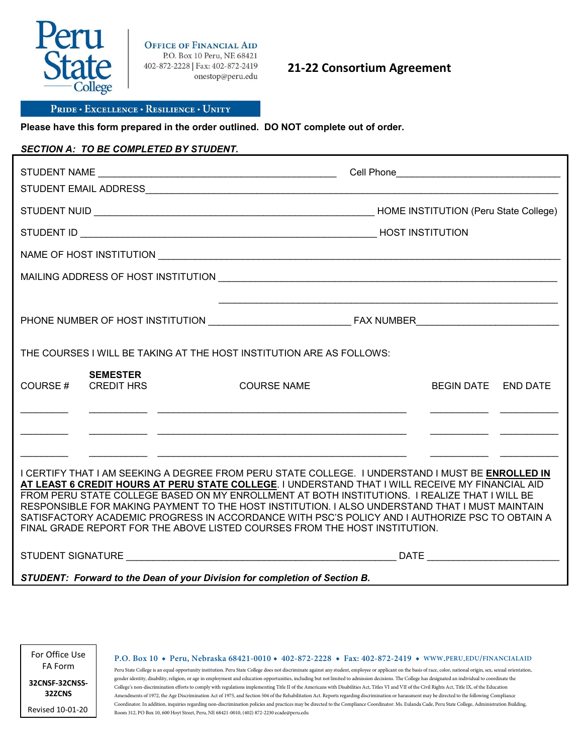Peru State College

**OFFICE OF FINANCIAL AID**
P.O. Box 10 Peru, NE 68421
402-872-2228 | Fax: 402-872-2419
onestop@peru.edu

# 21-22 Consortium Agreement

PRIDE • EXCELLENCE • RESILIENCE • UNITY

**Please have this form prepared in the order outlined. DO NOT complete out of order.**

***SECTION A: TO BE COMPLETED BY STUDENT.***

STUDENT NAME ____________________________________________ Cell Phone______________________________

STUDENT EMAIL ADDRESS______________________________________________________________________________

STUDENT NUID ____________________________________________________ HOME INSTITUTION (Peru State College)

STUDENT ID ______________________________________________________ HOST INSTITUTION

NAME OF HOST INSTITUTION ___________________________________________________________________________

MAILING ADDRESS OF HOST INSTITUTION ______________________________________________________________

______________________________________________________________

PHONE NUMBER OF HOST INSTITUTION _________________________ FAX NUMBER__________________________

THE COURSES I WILL BE TAKING AT THE HOST INSTITUTION ARE AS FOLLOWS:

| COURSE # | **SEMESTER** CREDIT HRS | COURSE NAME | BEGIN DATE | END DATE |
|---|---|---|---|---|
| ________ | __________ | ____________________________________________ | __________ | __________ |
| ________ | __________ | ____________________________________________ | __________ | __________ |
| ________ | __________ | ____________________________________________ | __________ | __________ |

I CERTIFY THAT I AM SEEKING A DEGREE FROM PERU STATE COLLEGE. I UNDERSTAND I MUST BE **ENROLLED IN AT LEAST 6 CREDIT HOURS AT PERU STATE COLLEGE**. I UNDERSTAND THAT I WILL RECEIVE MY FINANCIAL AID FROM PERU STATE COLLEGE BASED ON MY ENROLLMENT AT BOTH INSTITUTIONS. I REALIZE THAT I WILL BE RESPONSIBLE FOR MAKING PAYMENT TO THE HOST INSTITUTION. I ALSO UNDERSTAND THAT I MUST MAINTAIN SATISFACTORY ACADEMIC PROGRESS IN ACCORDANCE WITH PSC'S POLICY AND I AUTHORIZE PSC TO OBTAIN A FINAL GRADE REPORT FOR THE ABOVE LISTED COURSES FROM THE HOST INSTITUTION.

STUDENT SIGNATURE ________________________________________________ DATE ______________________

***STUDENT: Forward to the Dean of your Division for completion of Section B.***

For Office Use
FA Form
**32CNSF-32CNSS-32ZCNS**
Revised 10-01-20

**P.O. Box 10 • Peru, Nebraska 68421-0010 • 402-872-2228 • Fax: 402-872-2419 • WWW.PERU.EDU/FINANCIALAID**

Peru State College is an equal opportunity institution. Peru State College does not discriminate against any student, employee or applicant on the basis of race, color, national origin, sex, sexual orientation, gender identity, disability, religion, or age in employment and education opportunities, including but not limited to admission decisions. The College has designated an individual to coordinate the College's non-discrimination efforts to comply with regulations implementing Title II of the Americans with Disabilities Act, Titles VI and VII of the Civil Rights Act, Title IX, of the Education Amendments of 1972, the Age Discrimination Act of 1975, and Section 504 of the Rehabilitation Act. Reports regarding discrimination or harassment may be directed to the following Compliance Coordinator. In addition, inquiries regarding non-discrimination policies and practices may be directed to the Compliance Coordinator: Ms. Eulanda Cade, Peru State College, Administration Building, Room 312, PO Box 10, 600 Hoyt Street, Peru, NE 68421-0010, (402) 872-2230 ecade@peru.edu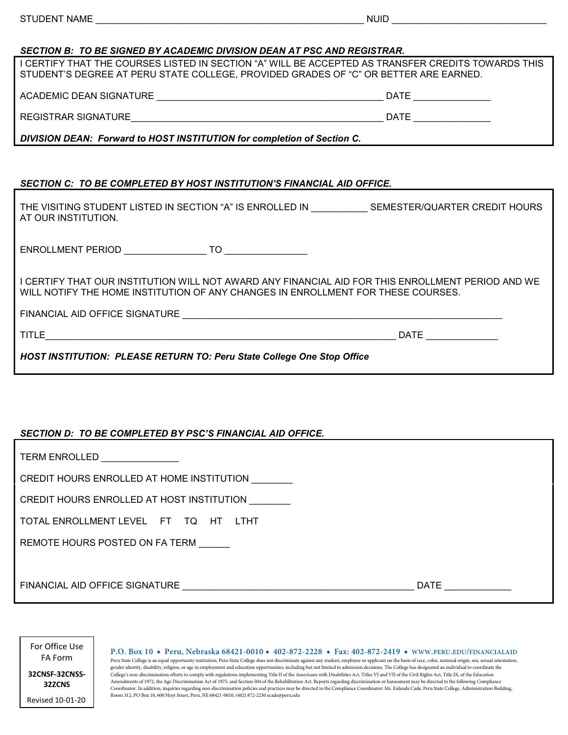STUDENT NAME ______________________________________________________ NUID ______________________________

### *SECTION B: TO BE SIGNED BY ACADEMIC DIVISION DEAN AT PSC AND REGISTRAR.*

I CERTIFY THAT THE COURSES LISTED IN SECTION "A" WILL BE ACCEPTED AS TRANSFER CREDITS TOWARDS THIS STUDENT'S DEGREE AT PERU STATE COLLEGE, PROVIDED GRADES OF "C" OR BETTER ARE EARNED.

ACADEMIC DEAN SIGNATURE ______________________________________________ DATE _______________

REGISTRAR SIGNATURE__________________________________________________ DATE _______________

***DIVISION DEAN: Forward to HOST INSTITUTION for completion of Section C.***

### *SECTION C: TO BE COMPLETED BY HOST INSTITUTION'S FINANCIAL AID OFFICE.*

THE VISITING STUDENT LISTED IN SECTION "A" IS ENROLLED IN ___________ SEMESTER/QUARTER CREDIT HOURS AT OUR INSTITUTION.

ENROLLMENT PERIOD ________________ TO ________________

I CERTIFY THAT OUR INSTITUTION WILL NOT AWARD ANY FINANCIAL AID FOR THIS ENROLLMENT PERIOD AND WE WILL NOTIFY THE HOME INSTITUTION OF ANY CHANGES IN ENROLLMENT FOR THESE COURSES.

FINANCIAL AID OFFICE SIGNATURE _________________________________________________________________

TITLE_______________________________________________________________________ DATE ______________

***HOST INSTITUTION: PLEASE RETURN TO: Peru State College One Stop Office***

### *SECTION D: TO BE COMPLETED BY PSC'S FINANCIAL AID OFFICE.*

TERM ENROLLED _______________

CREDIT HOURS ENROLLED AT HOME INSTITUTION ________

CREDIT HOURS ENROLLED AT HOST INSTITUTION ________

TOTAL ENROLLMENT LEVEL FT TQ HT LTHT

REMOTE HOURS POSTED ON FA TERM ______

FINANCIAL AID OFFICE SIGNATURE ______________________________________________ DATE _____________

For Office Use
FA Form
**32CNSF-32CNSS-32ZCNS**
Revised 10-01-20

**P.O. Box 10 • Peru, Nebraska 68421-0010 • 402-872-2228 • Fax: 402-872-2419 • WWW.PERU.EDU/FINANCIALAID**

Peru State College is an equal opportunity institution. Peru State College does not discriminate against any student, employee or applicant on the basis of race, color, national origin, sex, sexual orientation, gender identity, disability, religion, or age in employment and education opportunities, including but not limited to admission decisions. The College has designated an individual to coordinate the College's non-discrimination efforts to comply with regulations implementing Title II of the Americans with Disabilities Act, Titles VI and VII of the Civil Rights Act, Title IX, of the Education Amendments of 1972, the Age Discrimination Act of 1975, and Section 504 of the Rehabilitation Act. Reports regarding discrimination or harassment may be directed to the following Compliance Coordinator. In addition, inquiries regarding non-discrimination policies and practices may be directed to the Compliance Coordinator: Ms. Eulanda Cade, Peru State College, Administration Building, Room 312, PO Box 10, 600 Hoyt Street, Peru, NE 68421-0010, (402) 872-2230 ecade@peru.edu